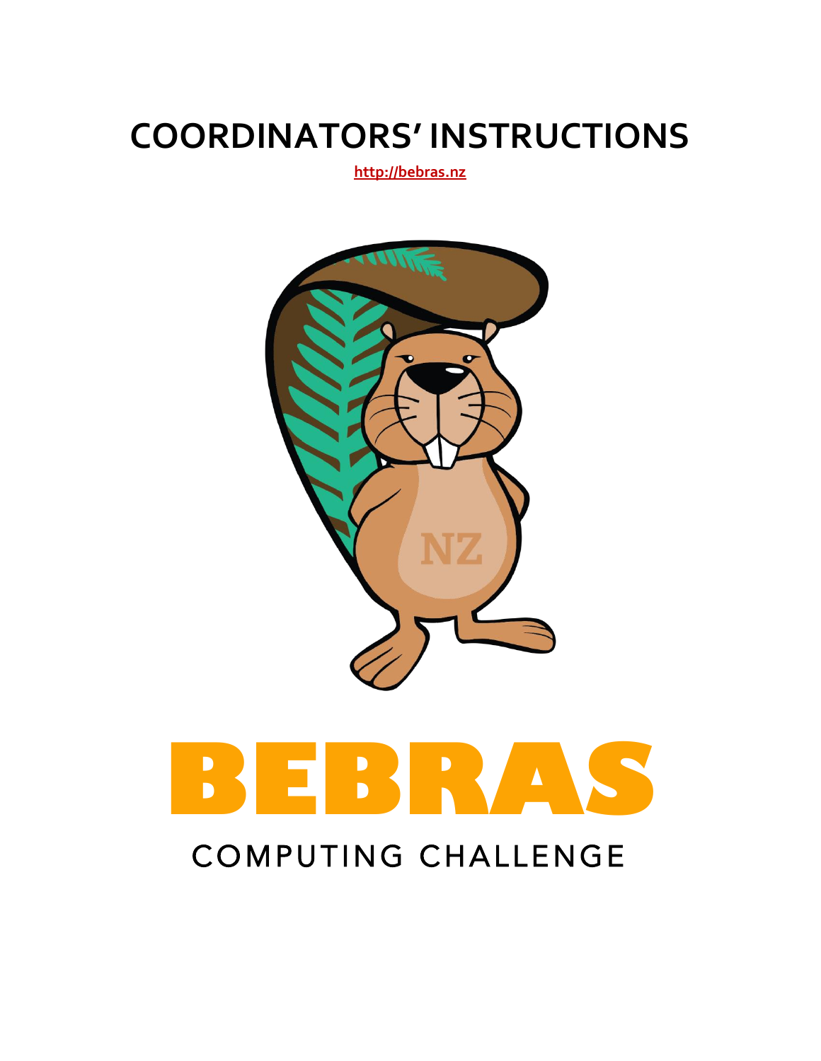# COORDINATORS' INSTRUCTIONS

[http://bebras.nz](http://bebras.nz)

BEBRAS

COMPUTING CHALLENGE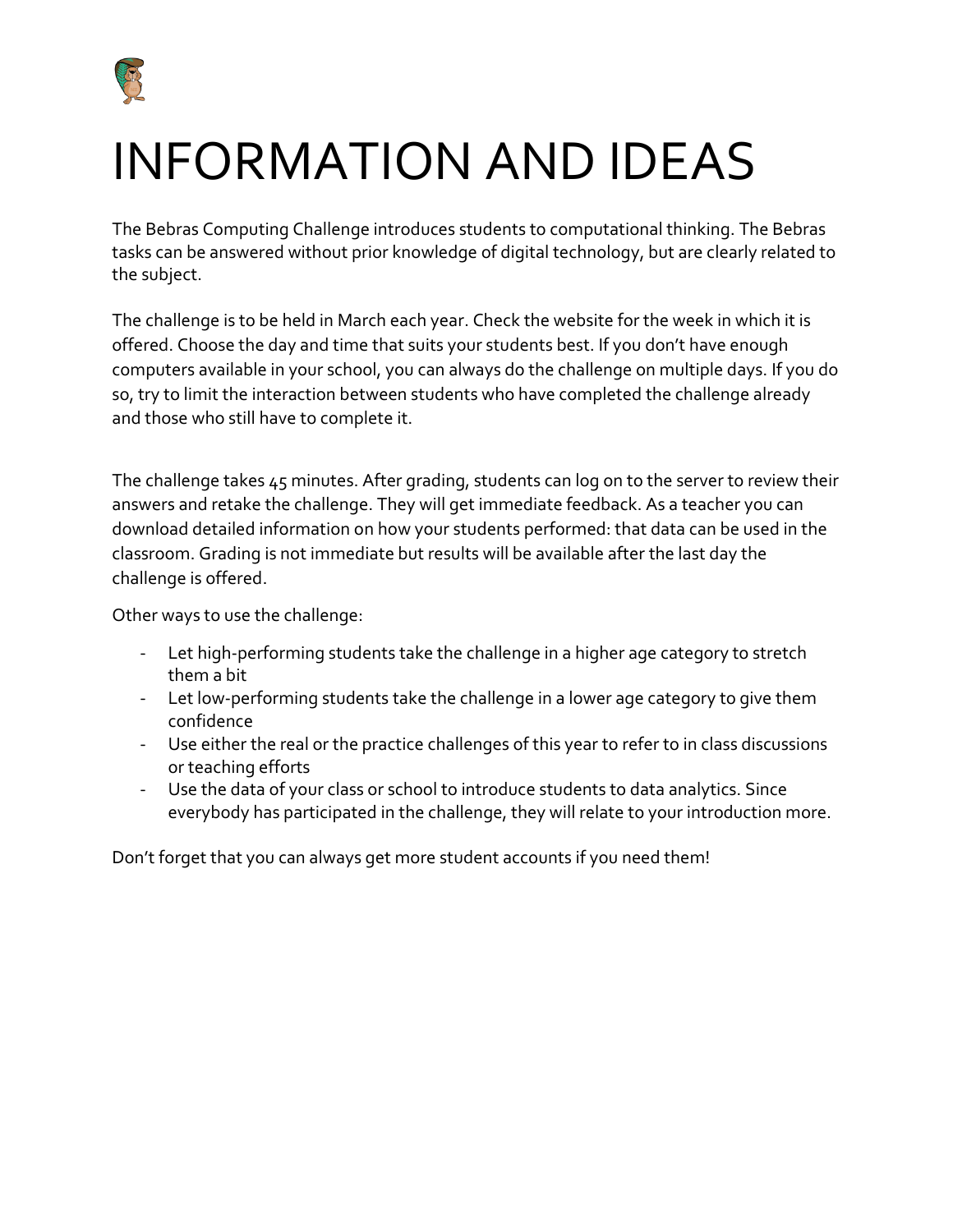# INFORMATION AND IDEAS

The Bebras Computing Challenge introduces students to computational thinking. The Bebras tasks can be answered without prior knowledge of digital technology, but are clearly related to the subject.

The challenge is to be held in March each year. Check the website for the week in which it is offered. Choose the day and time that suits your students best. If you don't have enough computers available in your school, you can always do the challenge on multiple days. If you do so, try to limit the interaction between students who have completed the challenge already and those who still have to complete it.

The challenge takes 45 minutes. After grading, students can log on to the server to review their answers and retake the challenge. They will get immediate feedback. As a teacher you can download detailed information on how your students performed: that data can be used in the classroom. Grading is not immediate but results will be available after the last day the challenge is offered.

Other ways to use the challenge:

- Let high-performing students take the challenge in a higher age category to stretch them a bit
- Let low-performing students take the challenge in a lower age category to give them confidence
- Use either the real or the practice challenges of this year to refer to in class discussions or teaching efforts
- Use the data of your class or school to introduce students to data analytics. Since everybody has participated in the challenge, they will relate to your introduction more.

Don't forget that you can always get more student accounts if you need them!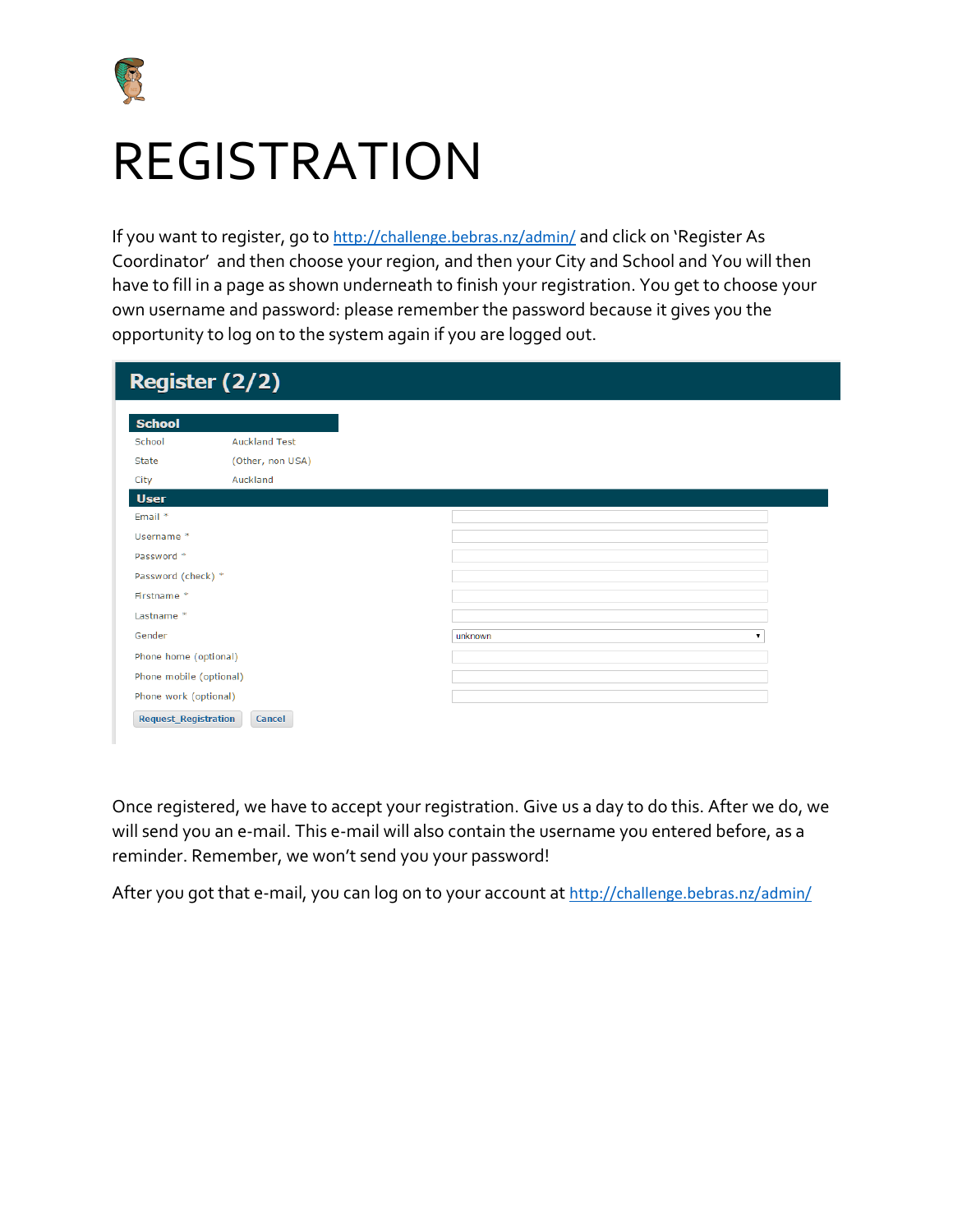# REGISTRATION

If you want to register, go to http://challenge.bebras.nz/admin/ and click on 'Register As Coordinator' and then choose your region, and then your City and School and You will then have to fill in a page as shown underneath to finish your registration. You get to choose your own username and password: please remember the password because it gives you the opportunity to log on to the system again if you are logged out.

## Register (2/2)

**School**

| | |
|---|---|
| School | Auckland Test |
| State | (Other, non USA) |
| City | Auckland |

**User**

| | |
|---|---|
| Email * | |
| Username * | |
| Password * | |
| Password (check) * | |
| Firstname * | |
| Lastname * | |
| Gender | unknown |
| Phone home (optional) | |
| Phone mobile (optional) | |
| Phone work (optional) | |

Request_Registration | Cancel

Once registered, we have to accept your registration. Give us a day to do this. After we do, we will send you an e-mail. This e-mail will also contain the username you entered before, as a reminder. Remember, we won't send you your password!

After you got that e-mail, you can log on to your account at http://challenge.bebras.nz/admin/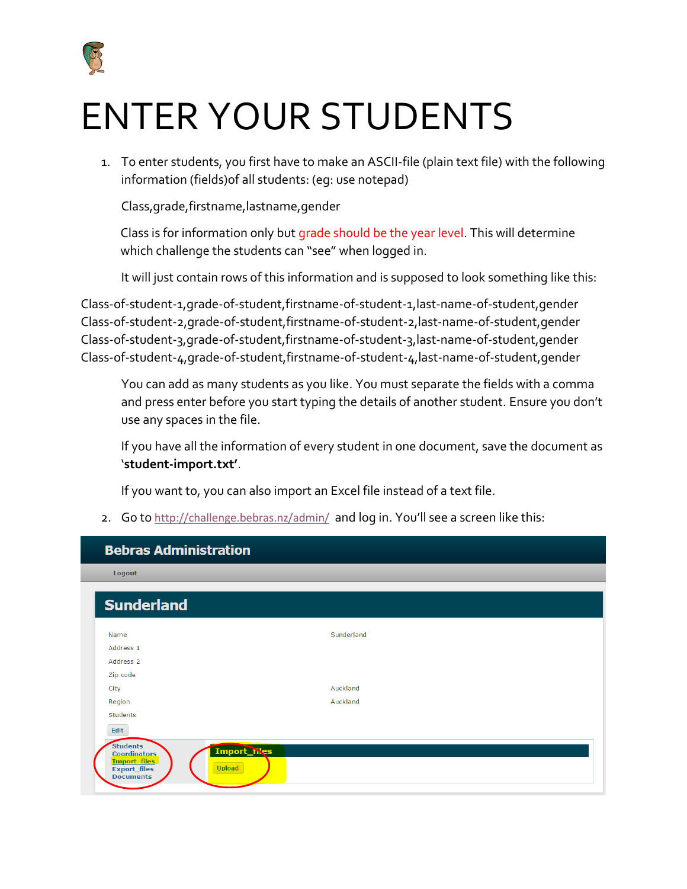# ENTER YOUR STUDENTS

1. To enter students, you first have to make an ASCII-file (plain text file) with the following information (fields)of all students: (eg: use notepad)

   Class,grade,firstname,lastname,gender

   Class is for information only but grade should be the year level. This will determine which challenge the students can "see" when logged in.

   It will just contain rows of this information and is supposed to look something like this:

```
Class-of-student-1,grade-of-student,firstname-of-student-1,last-name-of-student,gender
Class-of-student-2,grade-of-student,firstname-of-student-2,last-name-of-student,gender
Class-of-student-3,grade-of-student,firstname-of-student-3,last-name-of-student,gender
Class-of-student-4,grade-of-student,firstname-of-student-4,last-name-of-student,gender
```

   You can add as many students as you like. You must separate the fields with a comma and press enter before you start typing the details of another student. Ensure you don't use any spaces in the file.

   If you have all the information of every student in one document, save the document as '**student-import.txt**'.

   If you want to, you can also import an Excel file instead of a text file.

2. Go to http://challenge.bebras.nz/admin/ and log in. You'll see a screen like this:

**Bebras Administration**

Logout

**Sunderland**

| | |
|---|---|
| Name | Sunderland |
| Address 1 | |
| Address 2 | |
| Zip code | |
| City | Auckland |
| Region | Auckland |
| Students | |

Edit

Students
Coordinators
Import_files
Export_files
Documents

**Import_files**

Upload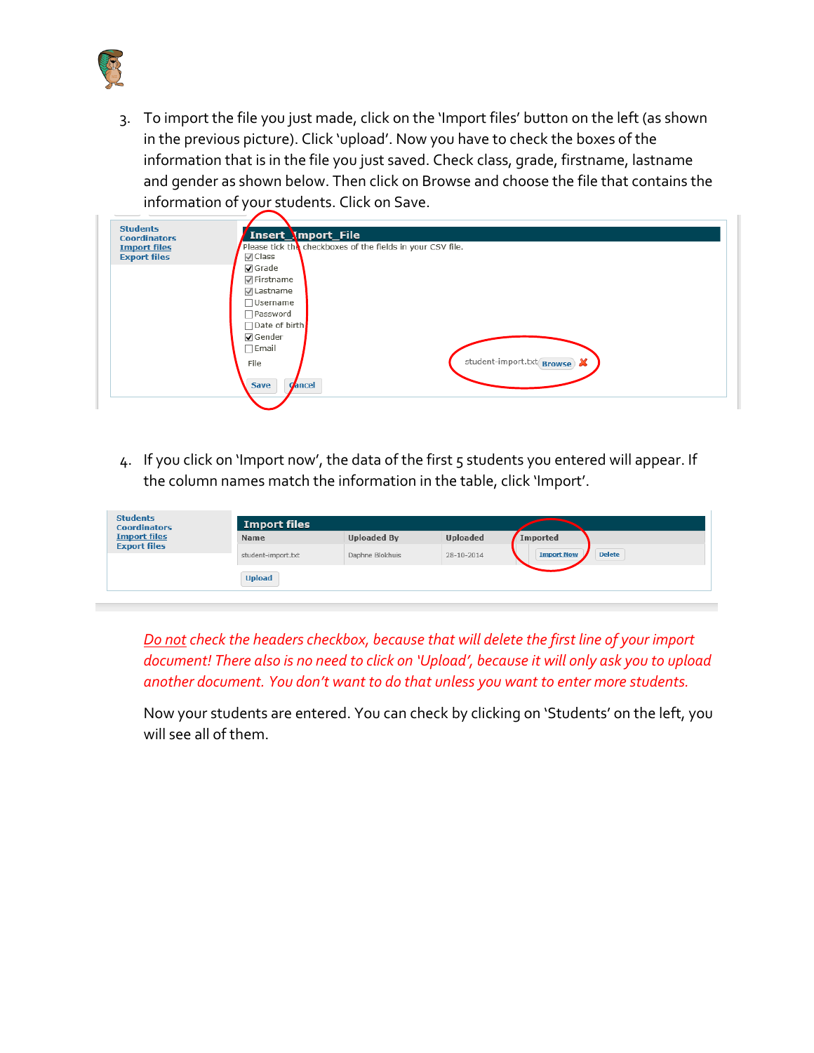3. To import the file you just made, click on the 'Import files' button on the left (as shown in the previous picture). Click 'upload'. Now you have to check the boxes of the information that is in the file you just saved. Check class, grade, firstname, lastname and gender as shown below. Then click on Browse and choose the file that contains the information of your students. Click on Save.

Students
Coordinators
Import files
Export files

**Insert_Import_File**

Please tick the checkboxes of the fields in your CSV file.

- [x] Class
- [x] Grade
- [x] Firstname
- [x] Lastname
- [ ] Username
- [ ] Password
- [ ] Date of birth
- [x] Gender
- [ ] Email

File student-import.txt Browse

Save Cancel

4. If you click on 'Import now', the data of the first 5 students you entered will appear. If the column names match the information in the table, click 'Import'.

Students
Coordinators
Import files
Export files

**Import files**

| Name | Uploaded By | Uploaded | Imported | |
|---|---|---|---|---|
| student-import.txt | Daphne Blokhuis | 28-10-2014 | Import Now | Delete |

Upload

*<u>Do not</u> check the headers checkbox, because that will delete the first line of your import document! There also is no need to click on 'Upload', because it will only ask you to upload another document. You don't want to do that unless you want to enter more students.*

Now your students are entered. You can check by clicking on 'Students' on the left, you will see all of them.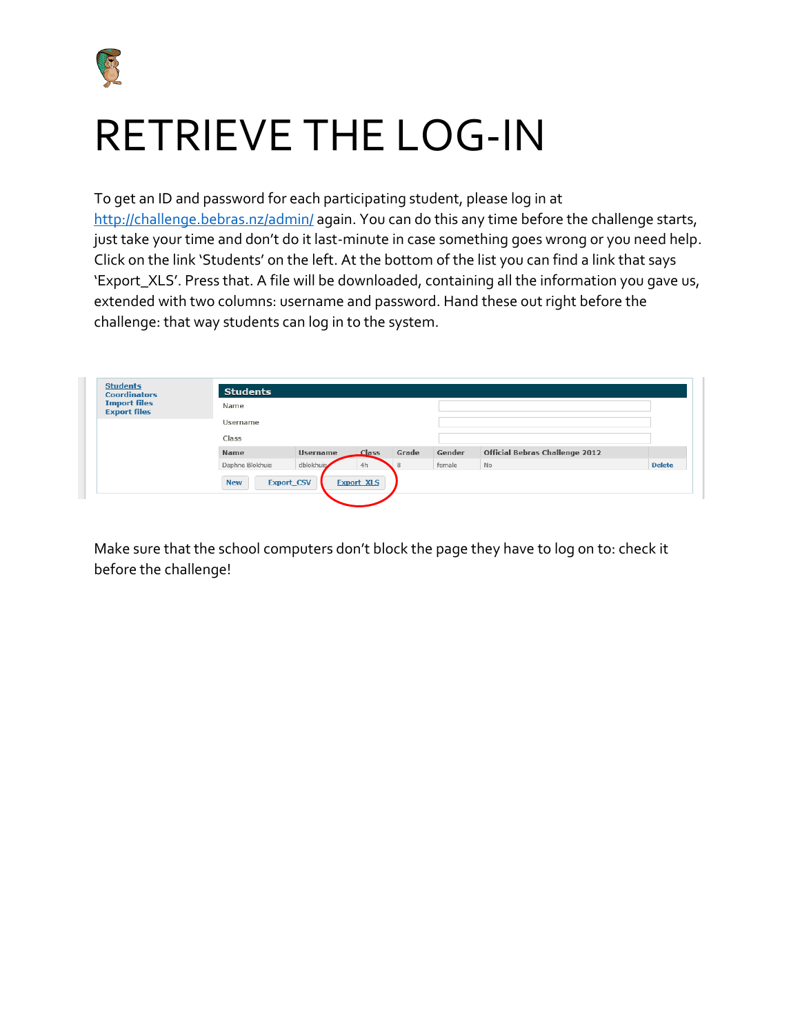# RETRIEVE THE LOG-IN

To get an ID and password for each participating student, please log in at http://challenge.bebras.nz/admin/ again. You can do this any time before the challenge starts, just take your time and don't do it last-minute in case something goes wrong or you need help. Click on the link 'Students' on the left. At the bottom of the list you can find a link that says 'Export_XLS'. Press that. A file will be downloaded, containing all the information you gave us, extended with two columns: username and password. Hand these out right before the challenge: that way students can log in to the system.

Make sure that the school computers don't block the page they have to log on to: check it before the challenge!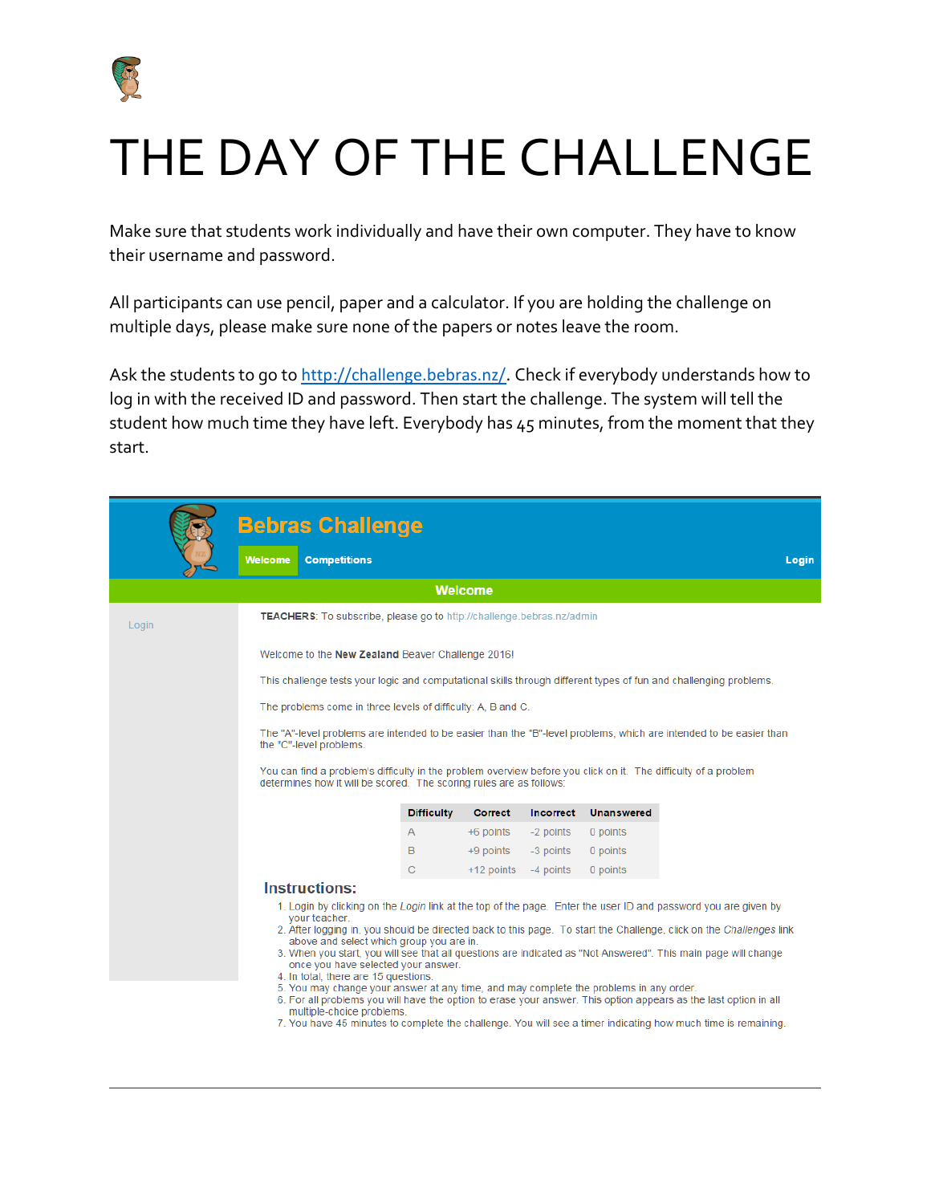# THE DAY OF THE CHALLENGE

Make sure that students work individually and have their own computer. They have to know their username and password.

All participants can use pencil, paper and a calculator. If you are holding the challenge on multiple days, please make sure none of the papers or notes leave the room.

Ask the students to go to http://challenge.bebras.nz/. Check if everybody understands how to log in with the received ID and password. Then start the challenge. The system will tell the student how much time they have left. Everybody has 45 minutes, from the moment that they start.

**Bebras Challenge**

Welcome | Competitions | Login

**Welcome**

Login

**TEACHERS**: To subscribe, please go to http://challenge.bebras.nz/admin

Welcome to the **New Zealand** Beaver Challenge 2016!

This challenge tests your logic and computational skills through different types of fun and challenging problems.

The problems come in three levels of difficulty: A, B and C.

The "A"-level problems are intended to be easier than the "B"-level problems, which are intended to be easier than the "C"-level problems.

You can find a problem's difficulty in the problem overview before you click on it. The difficulty of a problem determines how it will be scored. The scoring rules are as follows:

| Difficulty | Correct | Incorrect | Unanswered |
|---|---|---|---|
| A | +6 points | -2 points | 0 points |
| B | +9 points | -3 points | 0 points |
| C | +12 points | -4 points | 0 points |

### Instructions:

1. Login by clicking on the *Login* link at the top of the page. Enter the user ID and password you are given by your teacher.
2. After logging in, you should be directed back to this page. To start the Challenge, click on the *Challenges* link above and select which group you are in.
3. When you start, you will see that all questions are indicated as "Not Answered". This main page will change once you have selected your answer.
4. In total, there are 15 questions.
5. You may change your answer at any time, and may complete the problems in any order.
6. For all problems you will have the option to erase your answer. This option appears as the last option in all multiple-choice problems.
7. You have 45 minutes to complete the challenge. You will see a timer indicating how much time is remaining.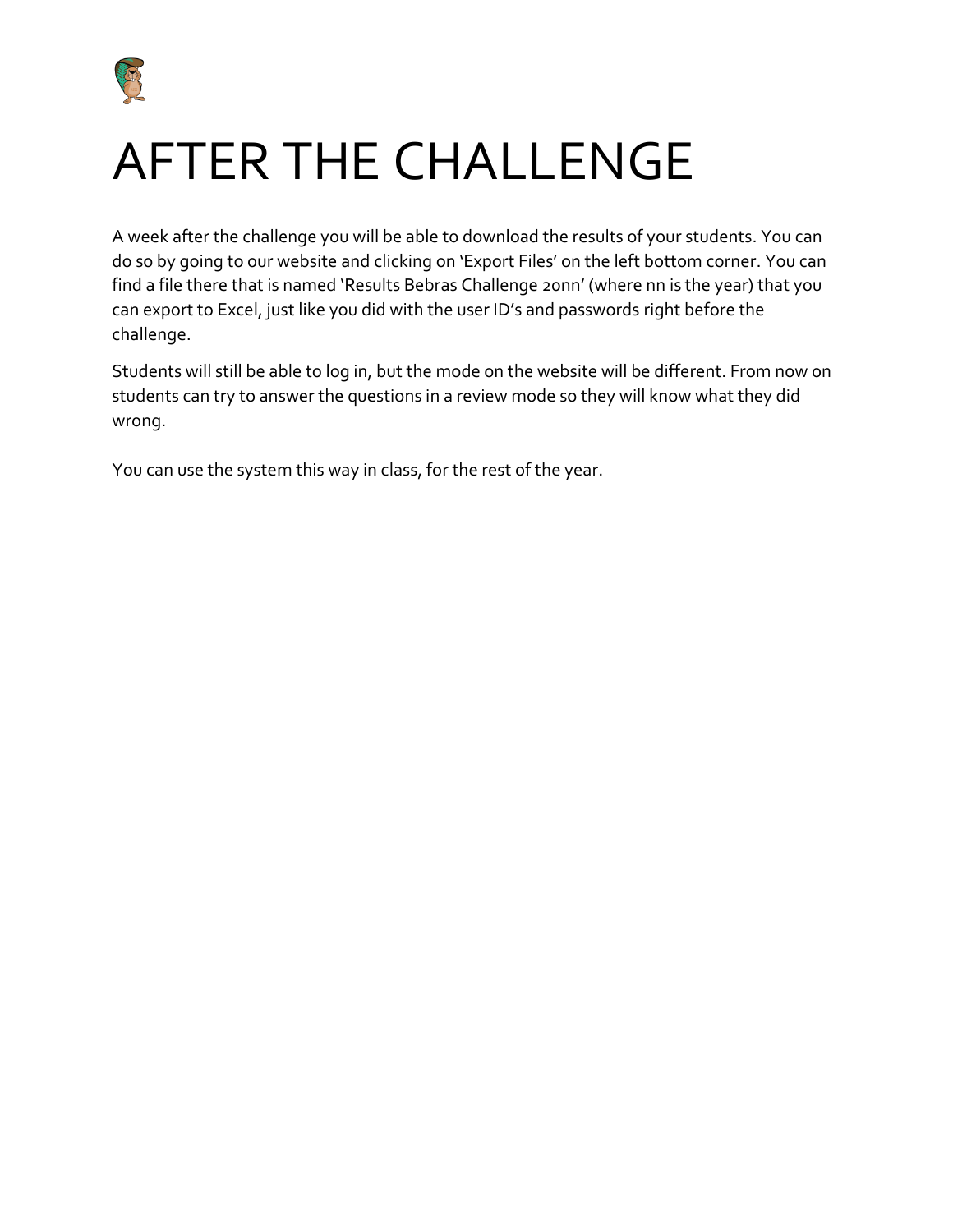# AFTER THE CHALLENGE

A week after the challenge you will be able to download the results of your students. You can do so by going to our website and clicking on 'Export Files' on the left bottom corner. You can find a file there that is named 'Results Bebras Challenge 20nn' (where nn is the year) that you can export to Excel, just like you did with the user ID's and passwords right before the challenge.

Students will still be able to log in, but the mode on the website will be different. From now on students can try to answer the questions in a review mode so they will know what they did wrong.

You can use the system this way in class, for the rest of the year.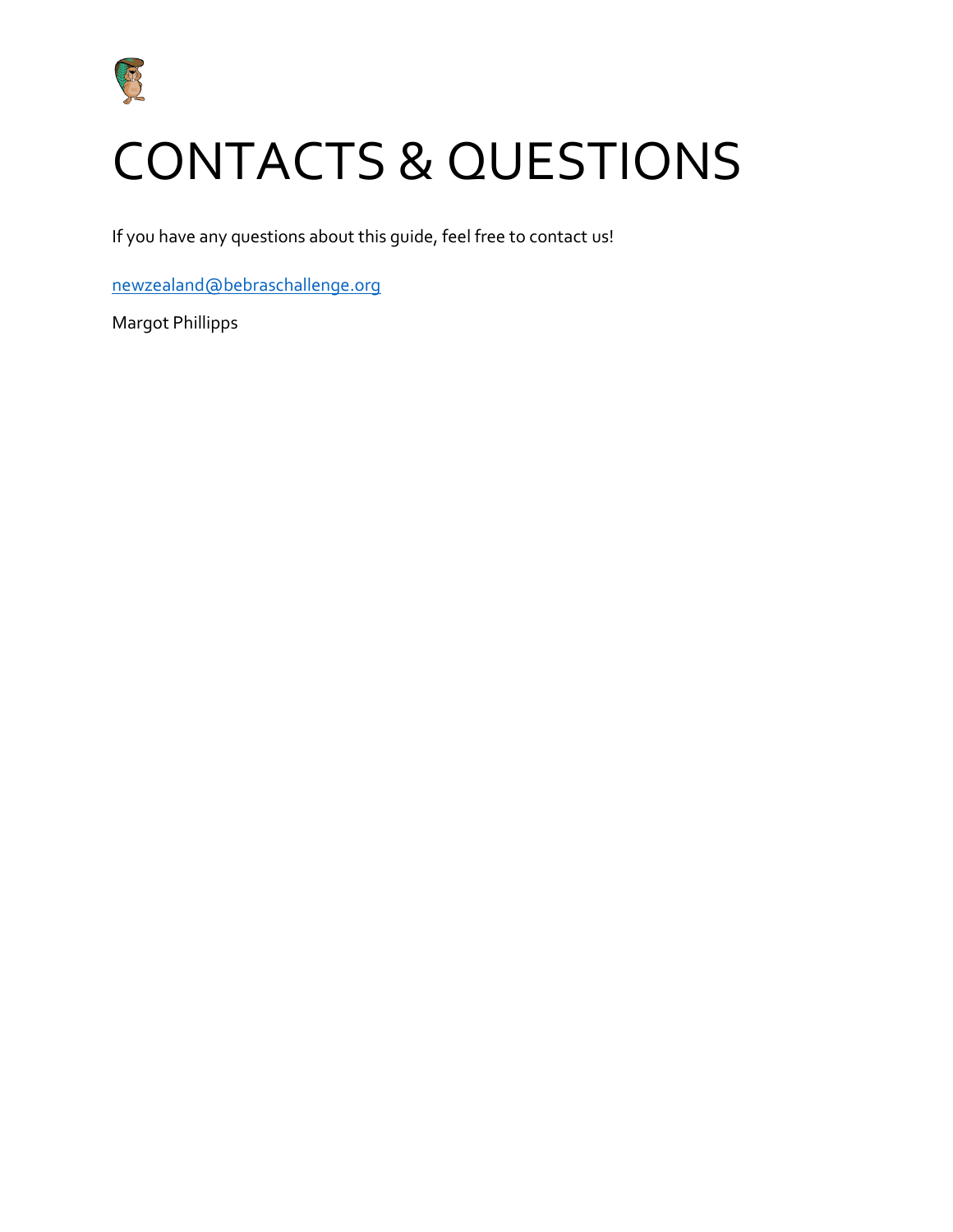# CONTACTS & QUESTIONS

If you have any questions about this guide, feel free to contact us!

newzealand@bebraschallenge.org

Margot Phillipps